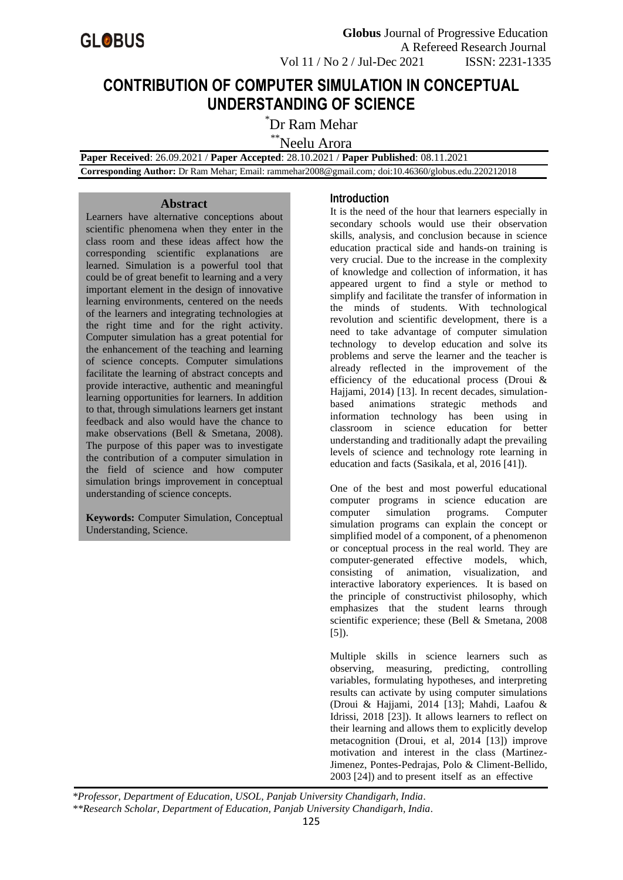# CONTRIBUTION OF COMPUTER SIMULATION IN CONCEPTUAL UNDERSTANDING OF SCIENCE

*Dr Ram Mehar

**Neelu Arora

**Paper Received**: 26.09.2021 / **Paper Accepted**: 28.10.2021 / **Paper Published**: 08.11.2021

**Corresponding Author:** Dr Ram Mehar; Email: rammehar2008@gmail.com; doi:10.46360/globus.edu.220212018

## Abstract

Learners have alternative conceptions about scientific phenomena when they enter in the class room and these ideas affect how the corresponding scientific explanations are learned. Simulation is a powerful tool that could be of great benefit to learning and a very important element in the design of innovative learning environments, centered on the needs of the learners and integrating technologies at the right time and for the right activity. Computer simulation has a great potential for the enhancement of the teaching and learning of science concepts. Computer simulations facilitate the learning of abstract concepts and provide interactive, authentic and meaningful learning opportunities for learners. In addition to that, through simulations learners get instant feedback and also would have the chance to make observations (Bell & Smetana, 2008). The purpose of this paper was to investigate the contribution of a computer simulation in the field of science and how computer simulation brings improvement in conceptual understanding of science concepts.

**Keywords:** Computer Simulation, Conceptual Understanding, Science.

## Introduction

It is the need of the hour that learners especially in secondary schools would use their observation skills, analysis, and conclusion because in science education practical side and hands-on training is very crucial. Due to the increase in the complexity of knowledge and collection of information, it has appeared urgent to find a style or method to simplify and facilitate the transfer of information in the minds of students. With technological revolution and scientific development, there is a need to take advantage of computer simulation technology to develop education and solve its problems and serve the learner and the teacher is already reflected in the improvement of the efficiency of the educational process (Droui & Hajjami, 2014) [13]. In recent decades, simulation-based animations strategic methods and information technology has been using in classroom in science education for better understanding and traditionally adapt the prevailing levels of science and technology rote learning in education and facts (Sasikala, et al, 2016 [41]).

One of the best and most powerful educational computer programs in science education are computer simulation programs. Computer simulation programs can explain the concept or simplified model of a component, of a phenomenon or conceptual process in the real world. They are computer-generated effective models, which, consisting of animation, visualization, and interactive laboratory experiences. It is based on the principle of constructivist philosophy, which emphasizes that the student learns through scientific experience; these (Bell & Smetana, 2008 [5]).

Multiple skills in science learners such as observing, measuring, predicting, controlling variables, formulating hypotheses, and interpreting results can activate by using computer simulations (Droui & Hajjami, 2014 [13]; Mahdi, Laafou & Idrissi, 2018 [23]). It allows learners to reflect on their learning and allows them to explicitly develop metacognition (Droui, et al, 2014 [13]) improve motivation and interest in the class (Martinez-Jimenez, Pontes-Pedrajas, Polo & Climent-Bellido, 2003 [24]) and to present itself as an effective

*Professor, Department of Education, USOL, Panjab University Chandigarh, India.*

**Research Scholar, Department of Education, Panjab University Chandigarh, India.*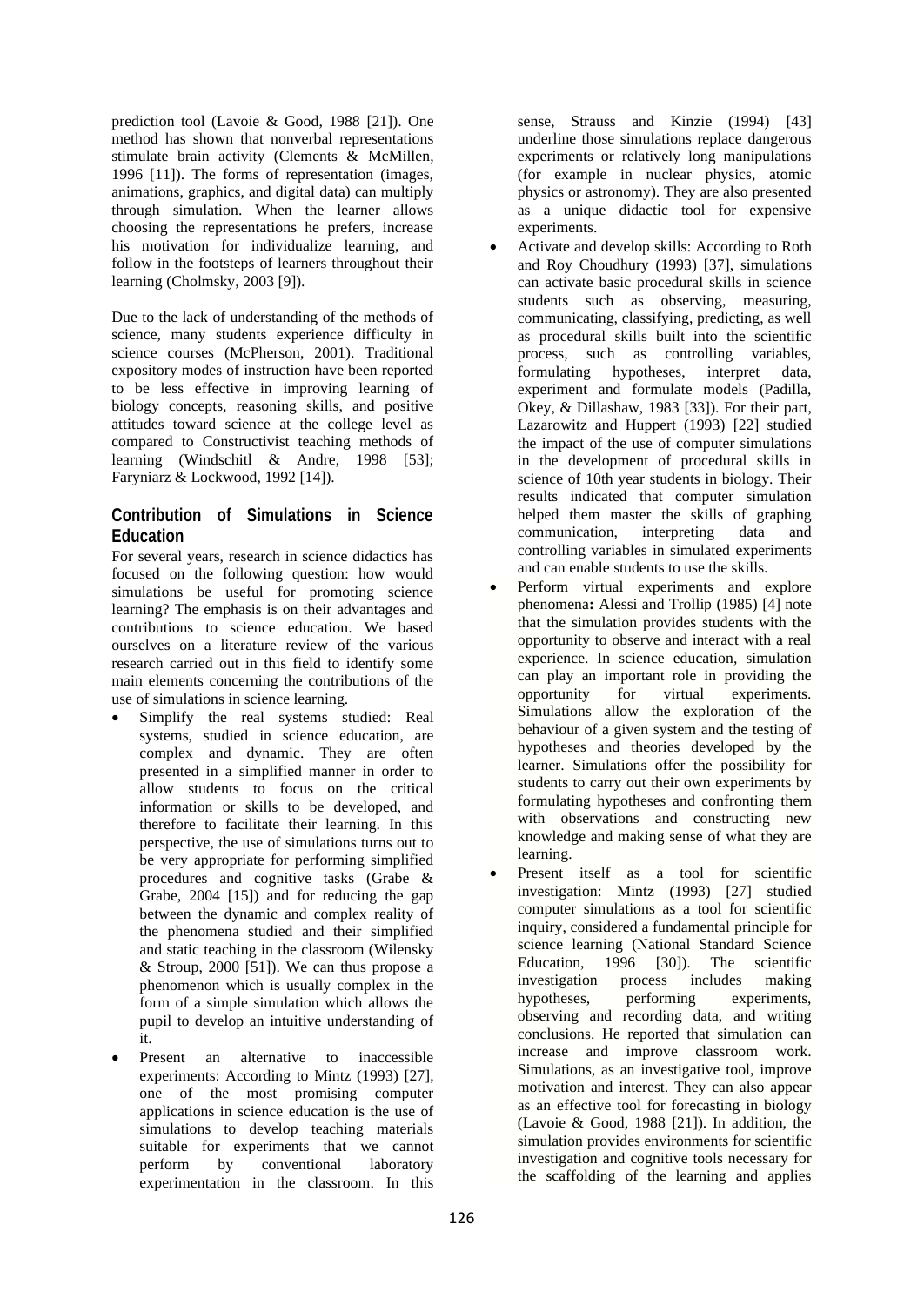prediction tool (Lavoie & Good, 1988 [21]). One method has shown that nonverbal representations stimulate brain activity (Clements & McMillen, 1996 [11]). The forms of representation (images, animations, graphics, and digital data) can multiply through simulation. When the learner allows choosing the representations he prefers, increase his motivation for individualize learning, and follow in the footsteps of learners throughout their learning (Cholmsky, 2003 [9]).

Due to the lack of understanding of the methods of science, many students experience difficulty in science courses (McPherson, 2001). Traditional expository modes of instruction have been reported to be less effective in improving learning of biology concepts, reasoning skills, and positive attitudes toward science at the college level as compared to Constructivist teaching methods of learning (Windschitl & Andre, 1998 [53]; Faryniarz & Lockwood, 1992 [14]).

## Contribution of Simulations in Science Education

For several years, research in science didactics has focused on the following question: how would simulations be useful for promoting science learning? The emphasis is on their advantages and contributions to science education. We based ourselves on a literature review of the various research carried out in this field to identify some main elements concerning the contributions of the use of simulations in science learning.

- Simplify the real systems studied: Real systems, studied in science education, are complex and dynamic. They are often presented in a simplified manner in order to allow students to focus on the critical information or skills to be developed, and therefore to facilitate their learning. In this perspective, the use of simulations turns out to be very appropriate for performing simplified procedures and cognitive tasks (Grabe & Grabe, 2004 [15]) and for reducing the gap between the dynamic and complex reality of the phenomena studied and their simplified and static teaching in the classroom (Wilensky & Stroup, 2000 [51]). We can thus propose a phenomenon which is usually complex in the form of a simple simulation which allows the pupil to develop an intuitive understanding of it.
- Present an alternative to inaccessible experiments: According to Mintz (1993) [27], one of the most promising computer applications in science education is the use of simulations to develop teaching materials suitable for experiments that we cannot perform by conventional laboratory experimentation in the classroom. In this sense, Strauss and Kinzie (1994) [43] underline those simulations replace dangerous experiments or relatively long manipulations (for example in nuclear physics, atomic physics or astronomy). They are also presented as a unique didactic tool for expensive experiments.
- Activate and develop skills: According to Roth and Roy Choudhury (1993) [37], simulations can activate basic procedural skills in science students such as observing, measuring, communicating, classifying, predicting, as well as procedural skills built into the scientific process, such as controlling variables, formulating hypotheses, interpret data, experiment and formulate models (Padilla, Okey, & Dillashaw, 1983 [33]). For their part, Lazarowitz and Huppert (1993) [22] studied the impact of the use of computer simulations in the development of procedural skills in science of 10th year students in biology. Their results indicated that computer simulation helped them master the skills of graphing communication, interpreting data and controlling variables in simulated experiments and can enable students to use the skills.
- Perform virtual experiments and explore phenomena**:** Alessi and Trollip (1985) [4] note that the simulation provides students with the opportunity to observe and interact with a real experience. In science education, simulation can play an important role in providing the opportunity for virtual experiments. Simulations allow the exploration of the behaviour of a given system and the testing of hypotheses and theories developed by the learner. Simulations offer the possibility for students to carry out their own experiments by formulating hypotheses and confronting them with observations and constructing new knowledge and making sense of what they are learning.
- Present itself as a tool for scientific investigation: Mintz (1993) [27] studied computer simulations as a tool for scientific inquiry, considered a fundamental principle for science learning (National Standard Science Education, 1996 [30]). The scientific investigation process includes making hypotheses, performing experiments, observing and recording data, and writing conclusions. He reported that simulation can increase and improve classroom work. Simulations, as an investigative tool, improve motivation and interest. They can also appear as an effective tool for forecasting in biology (Lavoie & Good, 1988 [21]). In addition, the simulation provides environments for scientific investigation and cognitive tools necessary for the scaffolding of the learning and applies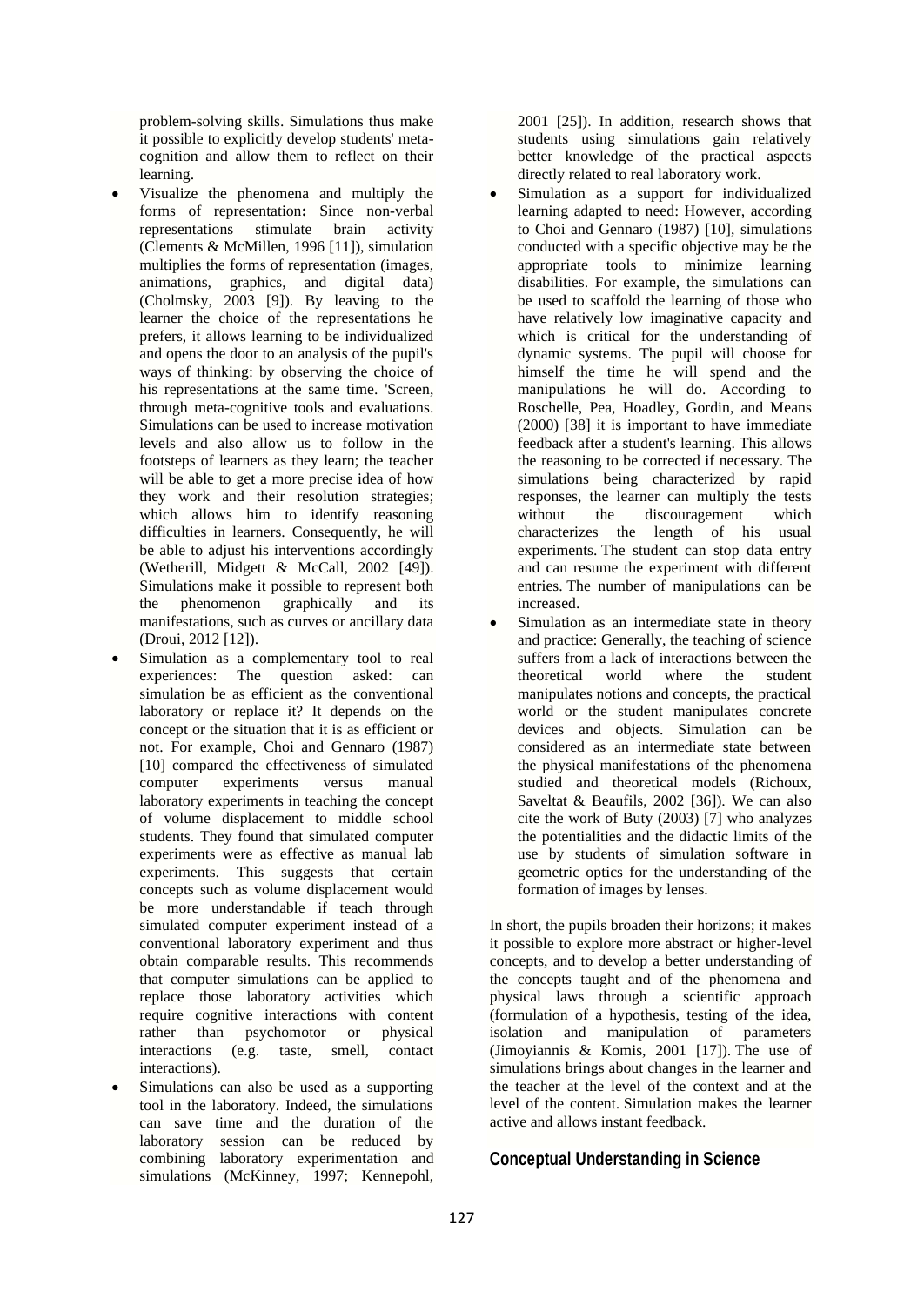problem-solving skills. Simulations thus make it possible to explicitly develop students' meta-cognition and allow them to reflect on their learning.

- Visualize the phenomena and multiply the forms of representation**:** Since non-verbal representations stimulate brain activity (Clements & McMillen, 1996 [11]), simulation multiplies the forms of representation (images, animations, graphics, and digital data) (Cholmsky, 2003 [9]). By leaving to the learner the choice of the representations he prefers, it allows learning to be individualized and opens the door to an analysis of the pupil's ways of thinking: by observing the choice of his representations at the same time. 'Screen, through meta-cognitive tools and evaluations. Simulations can be used to increase motivation levels and also allow us to follow in the footsteps of learners as they learn; the teacher will be able to get a more precise idea of how they work and their resolution strategies; which allows him to identify reasoning difficulties in learners. Consequently, he will be able to adjust his interventions accordingly (Wetherill, Midgett & McCall, 2002 [49]). Simulations make it possible to represent both the phenomenon graphically and its manifestations, such as curves or ancillary data (Droui, 2012 [12]).
- Simulation as a complementary tool to real experiences: The question asked: can simulation be as efficient as the conventional laboratory or replace it? It depends on the concept or the situation that it is as efficient or not. For example, Choi and Gennaro (1987) [10] compared the effectiveness of simulated computer experiments versus manual laboratory experiments in teaching the concept of volume displacement to middle school students. They found that simulated computer experiments were as effective as manual lab experiments. This suggests that certain concepts such as volume displacement would be more understandable if teach through simulated computer experiment instead of a conventional laboratory experiment and thus obtain comparable results. This recommends that computer simulations can be applied to replace those laboratory activities which require cognitive interactions with content rather than psychomotor or physical interactions (e.g. taste, smell, contact interactions).
- Simulations can also be used as a supporting tool in the laboratory. Indeed, the simulations can save time and the duration of the laboratory session can be reduced by combining laboratory experimentation and simulations (McKinney, 1997; Kennepohl, 2001 [25]). In addition, research shows that students using simulations gain relatively better knowledge of the practical aspects directly related to real laboratory work.
- Simulation as a support for individualized learning adapted to need: However, according to Choi and Gennaro (1987) [10], simulations conducted with a specific objective may be the appropriate tools to minimize learning disabilities. For example, the simulations can be used to scaffold the learning of those who have relatively low imaginative capacity and which is critical for the understanding of dynamic systems. The pupil will choose for himself the time he will spend and the manipulations he will do. According to Roschelle, Pea, Hoadley, Gordin, and Means (2000) [38] it is important to have immediate feedback after a student's learning. This allows the reasoning to be corrected if necessary. The simulations being characterized by rapid responses, the learner can multiply the tests without the discouragement which characterizes the length of his usual experiments. The student can stop data entry and can resume the experiment with different entries. The number of manipulations can be increased.
- Simulation as an intermediate state in theory and practice: Generally, the teaching of science suffers from a lack of interactions between the theoretical world where the student manipulates notions and concepts, the practical world or the student manipulates concrete devices and objects. Simulation can be considered as an intermediate state between the physical manifestations of the phenomena studied and theoretical models (Richoux, Saveltat & Beaufils, 2002 [36]). We can also cite the work of Buty (2003) [7] who analyzes the potentialities and the didactic limits of the use by students of simulation software in geometric optics for the understanding of the formation of images by lenses.

In short, the pupils broaden their horizons; it makes it possible to explore more abstract or higher-level concepts, and to develop a better understanding of the concepts taught and of the phenomena and physical laws through a scientific approach (formulation of a hypothesis, testing of the idea, isolation and manipulation of parameters (Jimoyiannis & Komis, 2001 [17]). The use of simulations brings about changes in the learner and the teacher at the level of the context and at the level of the content. Simulation makes the learner active and allows instant feedback.

## Conceptual Understanding in Science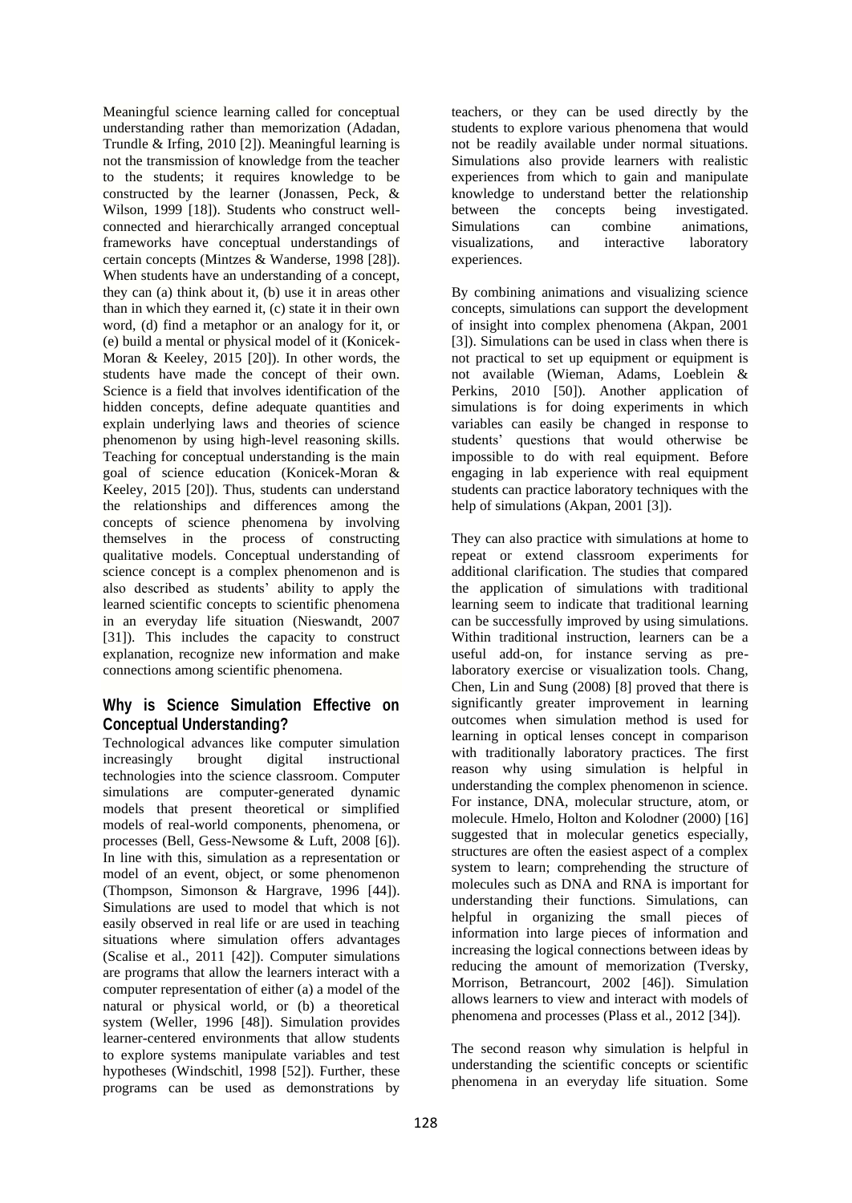Meaningful science learning called for conceptual understanding rather than memorization (Adadan, Trundle & Irfing, 2010 [2]). Meaningful learning is not the transmission of knowledge from the teacher to the students; it requires knowledge to be constructed by the learner (Jonassen, Peck, & Wilson, 1999 [18]). Students who construct well-connected and hierarchically arranged conceptual frameworks have conceptual understandings of certain concepts (Mintzes & Wanderse, 1998 [28]). When students have an understanding of a concept, they can (a) think about it, (b) use it in areas other than in which they earned it, (c) state it in their own word, (d) find a metaphor or an analogy for it, or (e) build a mental or physical model of it (Konicek-Moran & Keeley, 2015 [20]). In other words, the students have made the concept of their own. Science is a field that involves identification of the hidden concepts, define adequate quantities and explain underlying laws and theories of science phenomenon by using high-level reasoning skills. Teaching for conceptual understanding is the main goal of science education (Konicek-Moran & Keeley, 2015 [20]). Thus, students can understand the relationships and differences among the concepts of science phenomena by involving themselves in the process of constructing qualitative models. Conceptual understanding of science concept is a complex phenomenon and is also described as students' ability to apply the learned scientific concepts to scientific phenomena in an everyday life situation (Nieswandt, 2007 [31]). This includes the capacity to construct explanation, recognize new information and make connections among scientific phenomena.

## Why is Science Simulation Effective on Conceptual Understanding?

Technological advances like computer simulation increasingly brought digital instructional technologies into the science classroom. Computer simulations are computer-generated dynamic models that present theoretical or simplified models of real-world components, phenomena, or processes (Bell, Gess-Newsome & Luft, 2008 [6]). In line with this, simulation as a representation or model of an event, object, or some phenomenon (Thompson, Simonson & Hargrave, 1996 [44]). Simulations are used to model that which is not easily observed in real life or are used in teaching situations where simulation offers advantages (Scalise et al., 2011 [42]). Computer simulations are programs that allow the learners interact with a computer representation of either (a) a model of the natural or physical world, or (b) a theoretical system (Weller, 1996 [48]). Simulation provides learner-centered environments that allow students to explore systems manipulate variables and test hypotheses (Windschitl, 1998 [52]). Further, these programs can be used as demonstrations by teachers, or they can be used directly by the students to explore various phenomena that would not be readily available under normal situations. Simulations also provide learners with realistic experiences from which to gain and manipulate knowledge to understand better the relationship between the concepts being investigated. Simulations can combine animations, visualizations, and interactive laboratory experiences.

By combining animations and visualizing science concepts, simulations can support the development of insight into complex phenomena (Akpan, 2001 [3]). Simulations can be used in class when there is not practical to set up equipment or equipment is not available (Wieman, Adams, Loeblein & Perkins, 2010 [50]). Another application of simulations is for doing experiments in which variables can easily be changed in response to students' questions that would otherwise be impossible to do with real equipment. Before engaging in lab experience with real equipment students can practice laboratory techniques with the help of simulations (Akpan, 2001 [3]).

They can also practice with simulations at home to repeat or extend classroom experiments for additional clarification. The studies that compared the application of simulations with traditional learning seem to indicate that traditional learning can be successfully improved by using simulations. Within traditional instruction, learners can be a useful add-on, for instance serving as pre-laboratory exercise or visualization tools. Chang, Chen, Lin and Sung (2008) [8] proved that there is significantly greater improvement in learning outcomes when simulation method is used for learning in optical lenses concept in comparison with traditionally laboratory practices. The first reason why using simulation is helpful in understanding the complex phenomenon in science. For instance, DNA, molecular structure, atom, or molecule. Hmelo, Holton and Kolodner (2000) [16] suggested that in molecular genetics especially, structures are often the easiest aspect of a complex system to learn; comprehending the structure of molecules such as DNA and RNA is important for understanding their functions. Simulations, can helpful in organizing the small pieces of information into large pieces of information and increasing the logical connections between ideas by reducing the amount of memorization (Tversky, Morrison, Betrancourt, 2002 [46]). Simulation allows learners to view and interact with models of phenomena and processes (Plass et al., 2012 [34]).

The second reason why simulation is helpful in understanding the scientific concepts or scientific phenomena in an everyday life situation. Some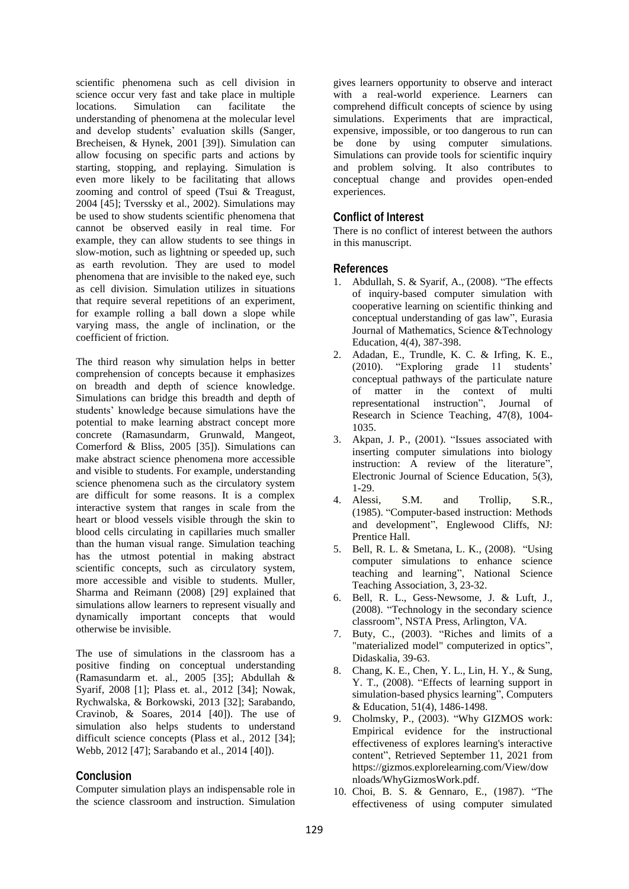scientific phenomena such as cell division in science occur very fast and take place in multiple locations. Simulation can facilitate the understanding of phenomena at the molecular level and develop students' evaluation skills (Sanger, Brecheisen, & Hynek, 2001 [39]). Simulation can allow focusing on specific parts and actions by starting, stopping, and replaying. Simulation is even more likely to be facilitating that allows zooming and control of speed (Tsui & Treagust, 2004 [45]; Tverssky et al., 2002). Simulations may be used to show students scientific phenomena that cannot be observed easily in real time. For example, they can allow students to see things in slow-motion, such as lightning or speeded up, such as earth revolution. They are used to model phenomena that are invisible to the naked eye, such as cell division. Simulation utilizes in situations that require several repetitions of an experiment, for example rolling a ball down a slope while varying mass, the angle of inclination, or the coefficient of friction.

The third reason why simulation helps in better comprehension of concepts because it emphasizes on breadth and depth of science knowledge. Simulations can bridge this breadth and depth of students' knowledge because simulations have the potential to make learning abstract concept more concrete (Ramasundarm, Grunwald, Mangeot, Comerford & Bliss, 2005 [35]). Simulations can make abstract science phenomena more accessible and visible to students. For example, understanding science phenomena such as the circulatory system are difficult for some reasons. It is a complex interactive system that ranges in scale from the heart or blood vessels visible through the skin to blood cells circulating in capillaries much smaller than the human visual range. Simulation teaching has the utmost potential in making abstract scientific concepts, such as circulatory system, more accessible and visible to students. Muller, Sharma and Reimann (2008) [29] explained that simulations allow learners to represent visually and dynamically important concepts that would otherwise be invisible.

The use of simulations in the classroom has a positive finding on conceptual understanding (Ramasundarm et. al., 2005 [35]; Abdullah & Syarif, 2008 [1]; Plass et. al., 2012 [34]; Nowak, Rychwalska, & Borkowski, 2013 [32]; Sarabando, Cravinob, & Soares, 2014 [40]). The use of simulation also helps students to understand difficult science concepts (Plass et al., 2012 [34]; Webb, 2012 [47]; Sarabando et al., 2014 [40]).

## Conclusion

Computer simulation plays an indispensable role in the science classroom and instruction. Simulation gives learners opportunity to observe and interact with a real-world experience. Learners can comprehend difficult concepts of science by using simulations. Experiments that are impractical, expensive, impossible, or too dangerous to run can be done by using computer simulations. Simulations can provide tools for scientific inquiry and problem solving. It also contributes to conceptual change and provides open-ended experiences.

## Conflict of Interest

There is no conflict of interest between the authors in this manuscript.

## References

1. Abdullah, S. & Syarif, A., (2008). "The effects of inquiry-based computer simulation with cooperative learning on scientific thinking and conceptual understanding of gas law", Eurasia Journal of Mathematics, Science &Technology Education, 4(4), 387-398.
2. Adadan, E., Trundle, K. C. & Irfing, K. E., (2010). "Exploring grade 11 students' conceptual pathways of the particulate nature of matter in the context of multi representational instruction", Journal of Research in Science Teaching, 47(8), 1004-1035.
3. Akpan, J. P., (2001). "Issues associated with inserting computer simulations into biology instruction: A review of the literature", Electronic Journal of Science Education, 5(3), 1-29.
4. Alessi, S.M. and Trollip, S.R., (1985). "Computer-based instruction: Methods and development", Englewood Cliffs, NJ: Prentice Hall.
5. Bell, R. L. & Smetana, L. K., (2008). "Using computer simulations to enhance science teaching and learning", National Science Teaching Association, 3, 23-32.
6. Bell, R. L., Gess-Newsome, J. & Luft, J., (2008). "Technology in the secondary science classroom", NSTA Press, Arlington, VA.
7. Buty, C., (2003). "Riches and limits of a "materialized model" computerized in optics", Didaskalia, 39-63.
8. Chang, K. E., Chen, Y. L., Lin, H. Y., & Sung, Y. T., (2008). "Effects of learning support in simulation-based physics learning", Computers & Education, 51(4), 1486-1498.
9. Cholmsky, P., (2003). "Why GIZMOS work: Empirical evidence for the instructional effectiveness of explores learning's interactive content", Retrieved September 11, 2021 from https://gizmos.explorelearning.com/View/downloads/WhyGizmosWork.pdf.
10. Choi, B. S. & Gennaro, E., (1987). "The effectiveness of using computer simulated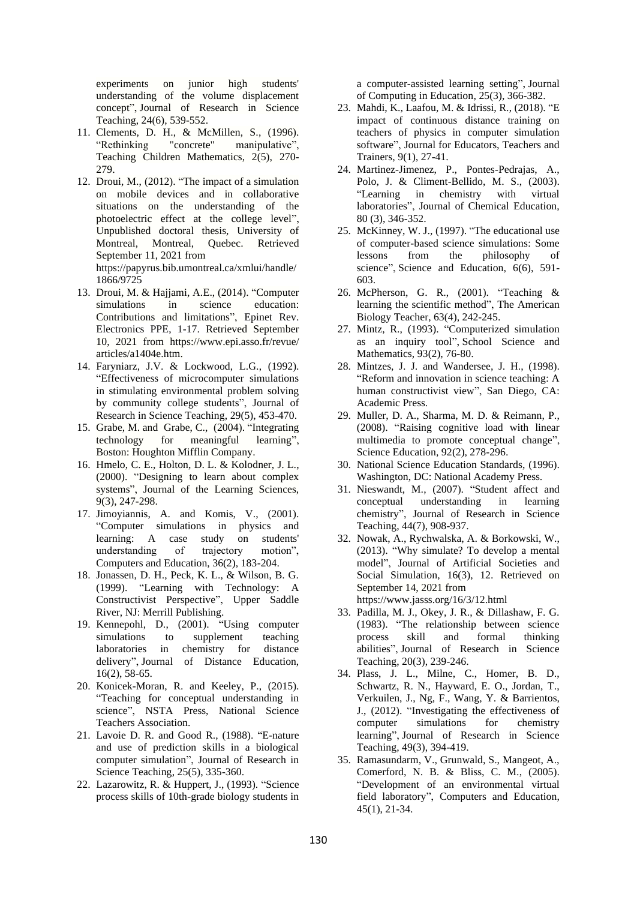experiments on junior high students' understanding of the volume displacement concept", Journal of Research in Science Teaching, 24(6), 539-552.

11. Clements, D. H., & McMillen, S., (1996). "Rethinking "concrete" manipulative", Teaching Children Mathematics, 2(5), 270-279.
12. Droui, M., (2012). "The impact of a simulation on mobile devices and in collaborative situations on the understanding of the photoelectric effect at the college level", Unpublished doctoral thesis, University of Montreal, Montreal, Quebec. Retrieved September 11, 2021 from https://papyrus.bib.umontreal.ca/xmlui/handle/1866/9725
13. Droui, M. & Hajjami, A.E., (2014). "Computer simulations in science education: Contributions and limitations", Epinet Rev. Electronics PPE, 1-17. Retrieved September 10, 2021 from https://www.epi.asso.fr/revue/articles/a1404e.htm.
14. Faryniarz, J.V. & Lockwood, L.G., (1992). "Effectiveness of microcomputer simulations in stimulating environmental problem solving by community college students", Journal of Research in Science Teaching, 29(5), 453-470.
15. Grabe, M. and Grabe, C., (2004). "Integrating technology for meaningful learning", Boston: Houghton Mifflin Company.
16. Hmelo, C. E., Holton, D. L. & Kolodner, J. L., (2000). "Designing to learn about complex systems", Journal of the Learning Sciences, 9(3), 247-298.
17. Jimoyiannis, A. and Komis, V., (2001). "Computer simulations in physics and learning: A case study on students' understanding of trajectory motion", Computers and Education, 36(2), 183-204.
18. Jonassen, D. H., Peck, K. L., & Wilson, B. G. (1999). "Learning with Technology: A Constructivist Perspective", Upper Saddle River, NJ: Merrill Publishing.
19. Kennepohl, D., (2001). "Using computer simulations to supplement teaching laboratories in chemistry for distance delivery", Journal of Distance Education, 16(2), 58-65.
20. Konicek-Moran, R. and Keeley, P., (2015). "Teaching for conceptual understanding in science", NSTA Press, National Science Teachers Association.
21. Lavoie D. R. and Good R., (1988). "E-nature and use of prediction skills in a biological computer simulation", Journal of Research in Science Teaching, 25(5), 335-360.
22. Lazarowitz, R. & Huppert, J., (1993). "Science process skills of 10th-grade biology students in a computer-assisted learning setting", Journal of Computing in Education, 25(3), 366-382.
23. Mahdi, K., Laafou, M. & Idrissi, R., (2018). "E impact of continuous distance training on teachers of physics in computer simulation software", Journal for Educators, Teachers and Trainers, 9(1), 27-41.
24. Martinez-Jimenez, P., Pontes-Pedrajas, A., Polo, J. & Climent-Bellido, M. S., (2003). "Learning in chemistry with virtual laboratories", Journal of Chemical Education, 80 (3), 346-352.
25. McKinney, W. J., (1997). "The educational use of computer-based science simulations: Some lessons from the philosophy of science", Science and Education, 6(6), 591-603.
26. McPherson, G. R., (2001). "Teaching & learning the scientific method", The American Biology Teacher, 63(4), 242-245.
27. Mintz, R., (1993). "Computerized simulation as an inquiry tool", School Science and Mathematics, 93(2), 76-80.
28. Mintzes, J. J. and Wandersee, J. H., (1998). "Reform and innovation in science teaching: A human constructivist view", San Diego, CA: Academic Press.
29. Muller, D. A., Sharma, M. D. & Reimann, P., (2008). "Raising cognitive load with linear multimedia to promote conceptual change", Science Education, 92(2), 278-296.
30. National Science Education Standards, (1996). Washington, DC: National Academy Press.
31. Nieswandt, M., (2007). "Student affect and conceptual understanding in learning chemistry", Journal of Research in Science Teaching, 44(7), 908-937.
32. Nowak, A., Rychwalska, A. & Borkowski, W., (2013). "Why simulate? To develop a mental model", Journal of Artificial Societies and Social Simulation, 16(3), 12. Retrieved on September 14, 2021 from https://www.jasss.org/16/3/12.html
33. Padilla, M. J., Okey, J. R., & Dillashaw, F. G. (1983). "The relationship between science process skill and formal thinking abilities", Journal of Research in Science Teaching, 20(3), 239-246.
34. Plass, J. L., Milne, C., Homer, B. D., Schwartz, R. N., Hayward, E. O., Jordan, T., Verkuilen, J., Ng, F., Wang, Y. & Barrientos, J., (2012). "Investigating the effectiveness of computer simulations for chemistry learning", Journal of Research in Science Teaching, 49(3), 394-419.
35. Ramasundarm, V., Grunwald, S., Mangeot, A., Comerford, N. B. & Bliss, C. M., (2005). "Development of an environmental virtual field laboratory", Computers and Education, 45(1), 21-34.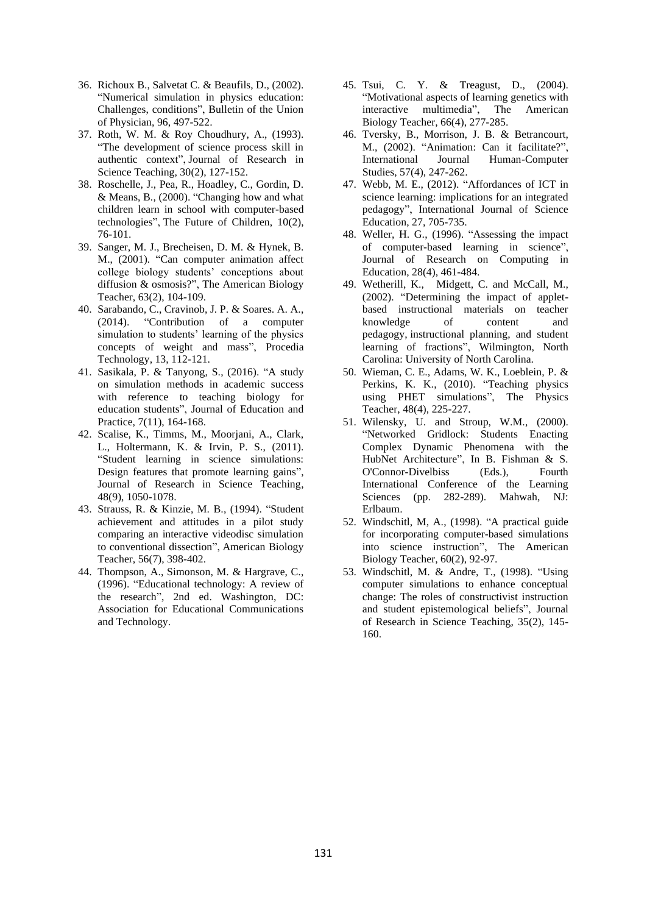36. Richoux B., Salvetat C. & Beaufils, D., (2002). "Numerical simulation in physics education: Challenges, conditions", Bulletin of the Union of Physician, 96, 497-522.
37. Roth, W. M. & Roy Choudhury, A., (1993). "The development of science process skill in authentic context", Journal of Research in Science Teaching, 30(2), 127-152.
38. Roschelle, J., Pea, R., Hoadley, C., Gordin, D. & Means, B., (2000). "Changing how and what children learn in school with computer-based technologies", The Future of Children, 10(2), 76-101.
39. Sanger, M. J., Brecheisen, D. M. & Hynek, B. M., (2001). "Can computer animation affect college biology students' conceptions about diffusion & osmosis?", The American Biology Teacher, 63(2), 104-109.
40. Sarabando, C., Cravinob, J. P. & Soares. A. A., (2014). "Contribution of a computer simulation to students' learning of the physics concepts of weight and mass", Procedia Technology, 13, 112-121.
41. Sasikala, P. & Tanyong, S., (2016). "A study on simulation methods in academic success with reference to teaching biology for education students", Journal of Education and Practice, 7(11), 164-168.
42. Scalise, K., Timms, M., Moorjani, A., Clark, L., Holtermann, K. & Irvin, P. S., (2011). "Student learning in science simulations: Design features that promote learning gains", Journal of Research in Science Teaching, 48(9), 1050-1078.
43. Strauss, R. & Kinzie, M. B., (1994). "Student achievement and attitudes in a pilot study comparing an interactive videodisc simulation to conventional dissection", American Biology Teacher, 56(7), 398-402.
44. Thompson, A., Simonson, M. & Hargrave, C., (1996). "Educational technology: A review of the research", 2nd ed. Washington, DC: Association for Educational Communications and Technology.
45. Tsui, C. Y. & Treagust, D., (2004). "Motivational aspects of learning genetics with interactive multimedia", The American Biology Teacher, 66(4), 277-285.
46. Tversky, B., Morrison, J. B. & Betrancourt, M., (2002). "Animation: Can it facilitate?", International Journal Human-Computer Studies, 57(4), 247-262.
47. Webb, M. E., (2012). "Affordances of ICT in science learning: implications for an integrated pedagogy", International Journal of Science Education, 27, 705-735.
48. Weller, H. G., (1996). "Assessing the impact of computer-based learning in science", Journal of Research on Computing in Education, 28(4), 461-484.
49. Wetherill, K., Midgett, C. and McCall, M., (2002). "Determining the impact of applet-based instructional materials on teacher knowledge of content and pedagogy, instructional planning, and student learning of fractions", Wilmington, North Carolina: University of North Carolina.
50. Wieman, C. E., Adams, W. K., Loeblein, P. & Perkins, K. K., (2010). "Teaching physics using PHET simulations", The Physics Teacher, 48(4), 225-227.
51. Wilensky, U. and Stroup, W.M., (2000). "Networked Gridlock: Students Enacting Complex Dynamic Phenomena with the HubNet Architecture", In B. Fishman & S. O'Connor-Divelbiss (Eds.), Fourth International Conference of the Learning Sciences (pp. 282-289). Mahwah, NJ: Erlbaum.
52. Windschitl, M, A., (1998). "A practical guide for incorporating computer-based simulations into science instruction", The American Biology Teacher, 60(2), 92-97.
53. Windschitl, M. & Andre, T., (1998). "Using computer simulations to enhance conceptual change: The roles of constructivist instruction and student epistemological beliefs", Journal of Research in Science Teaching, 35(2), 145-160.